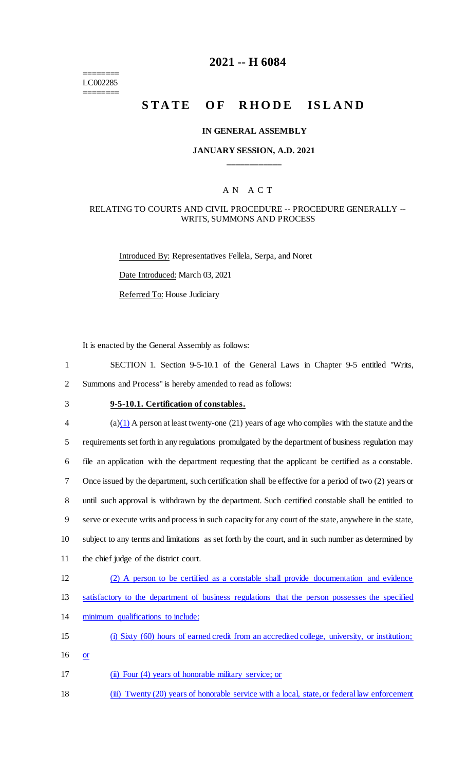========
LC002285
========

# 2021 -- H 6084

# STATE OF RHODE ISLAND

### IN GENERAL ASSEMBLY

### JANUARY SESSION, A.D. 2021

____________

AN ACT

RELATING TO COURTS AND CIVIL PROCEDURE -- PROCEDURE GENERALLY -- WRITS, SUMMONS AND PROCESS

Introduced By: Representatives Fellela, Serpa, and Noret

Date Introduced: March 03, 2021

Referred To: House Judiciary

It is enacted by the General Assembly as follows:

1 SECTION 1. Section 9-5-10.1 of the General Laws in Chapter 9-5 entitled "Writs,
2 Summons and Process" is hereby amended to read as follows:

3 **9-5-10.1. Certification of constables.**

4 (a)(1) A person at least twenty-one (21) years of age who complies with the statute and the
5 requirements set forth in any regulations promulgated by the department of business regulation may
6 file an application with the department requesting that the applicant be certified as a constable.
7 Once issued by the department, such certification shall be effective for a period of two (2) years or
8 until such approval is withdrawn by the department. Such certified constable shall be entitled to
9 serve or execute writs and process in such capacity for any court of the state, anywhere in the state,
10 subject to any terms and limitations as set forth by the court, and in such number as determined by
11 the chief judge of the district court.

12 (2) A person to be certified as a constable shall provide documentation and evidence
13 satisfactory to the department of business regulations that the person possesses the specified
14 minimum qualifications to include:

15 (i) Sixty (60) hours of earned credit from an accredited college, university, or institution;
16 or

17 (ii) Four (4) years of honorable military service; or

18 (iii) Twenty (20) years of honorable service with a local, state, or federal law enforcement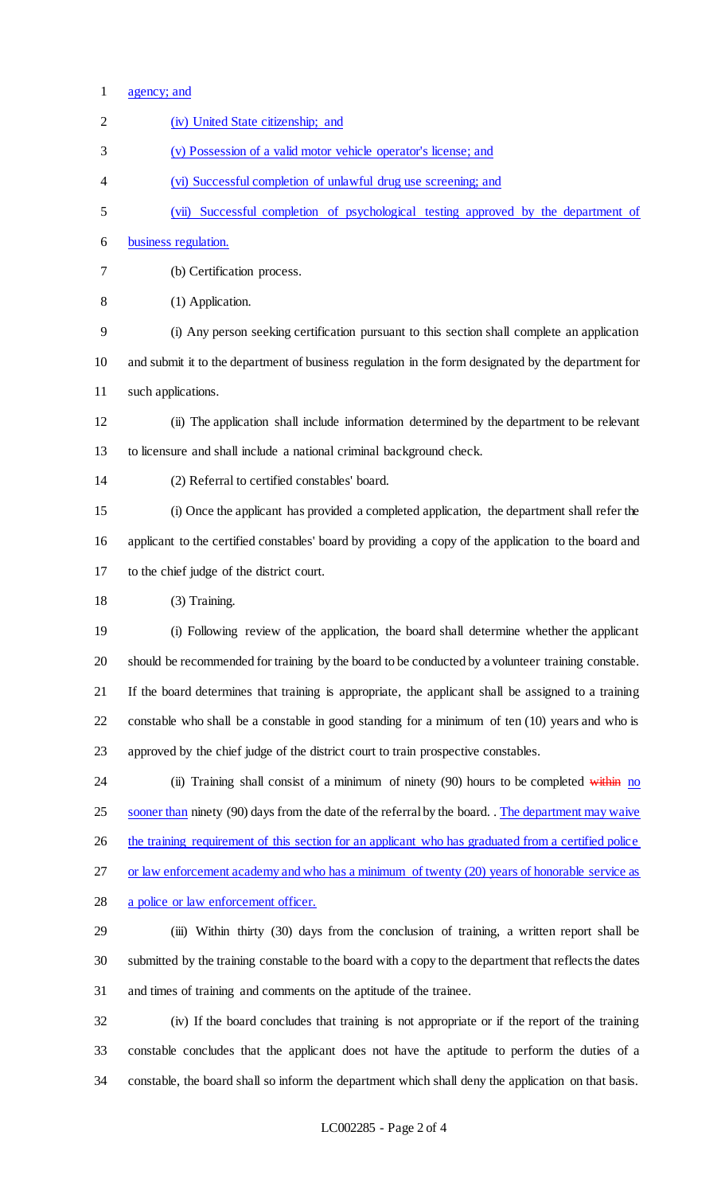agency; and

(iv) United State citizenship; and

(v) Possession of a valid motor vehicle operator's license; and

(vi) Successful completion of unlawful drug use screening; and

(vii) Successful completion of psychological testing approved by the department of business regulation.

(b) Certification process.

(1) Application.

(i) Any person seeking certification pursuant to this section shall complete an application and submit it to the department of business regulation in the form designated by the department for such applications.

(ii) The application shall include information determined by the department to be relevant to licensure and shall include a national criminal background check.

(2) Referral to certified constables' board.

(i) Once the applicant has provided a completed application, the department shall refer the applicant to the certified constables' board by providing a copy of the application to the board and to the chief judge of the district court.

(3) Training.

(i) Following review of the application, the board shall determine whether the applicant should be recommended for training by the board to be conducted by a volunteer training constable. If the board determines that training is appropriate, the applicant shall be assigned to a training constable who shall be a constable in good standing for a minimum of ten (10) years and who is approved by the chief judge of the district court to train prospective constables.

(ii) Training shall consist of a minimum of ninety (90) hours to be completed ~~within~~ no sooner than ninety (90) days from the date of the referral by the board. . The department may waive the training requirement of this section for an applicant who has graduated from a certified police or law enforcement academy and who has a minimum of twenty (20) years of honorable service as a police or law enforcement officer.

(iii) Within thirty (30) days from the conclusion of training, a written report shall be submitted by the training constable to the board with a copy to the department that reflects the dates and times of training and comments on the aptitude of the trainee.

(iv) If the board concludes that training is not appropriate or if the report of the training constable concludes that the applicant does not have the aptitude to perform the duties of a constable, the board shall so inform the department which shall deny the application on that basis.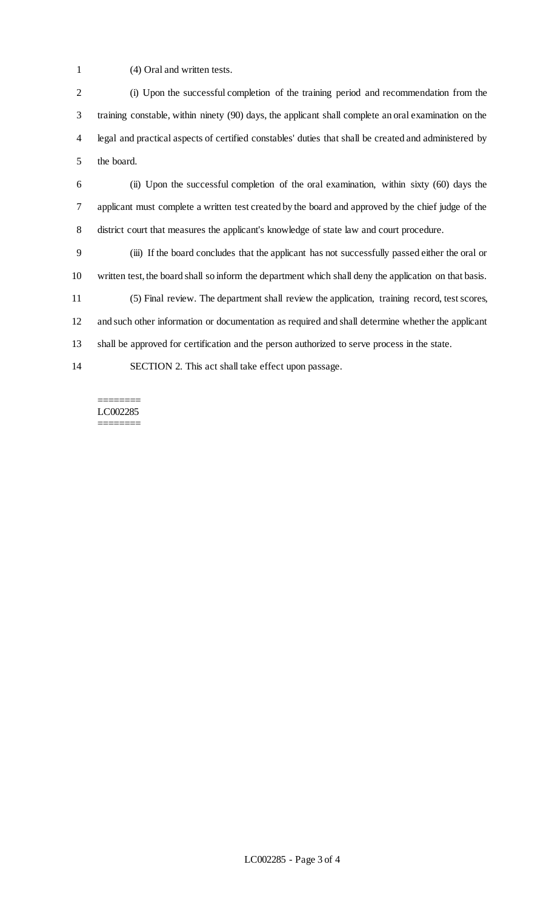(4) Oral and written tests.

(i) Upon the successful completion of the training period and recommendation from the training constable, within ninety (90) days, the applicant shall complete an oral examination on the legal and practical aspects of certified constables' duties that shall be created and administered by the board.

(ii) Upon the successful completion of the oral examination, within sixty (60) days the applicant must complete a written test created by the board and approved by the chief judge of the district court that measures the applicant's knowledge of state law and court procedure.

(iii) If the board concludes that the applicant has not successfully passed either the oral or written test, the board shall so inform the department which shall deny the application on that basis.

(5) Final review. The department shall review the application, training record, test scores, and such other information or documentation as required and shall determine whether the applicant shall be approved for certification and the person authorized to serve process in the state.

SECTION 2. This act shall take effect upon passage.

========
LC002285
========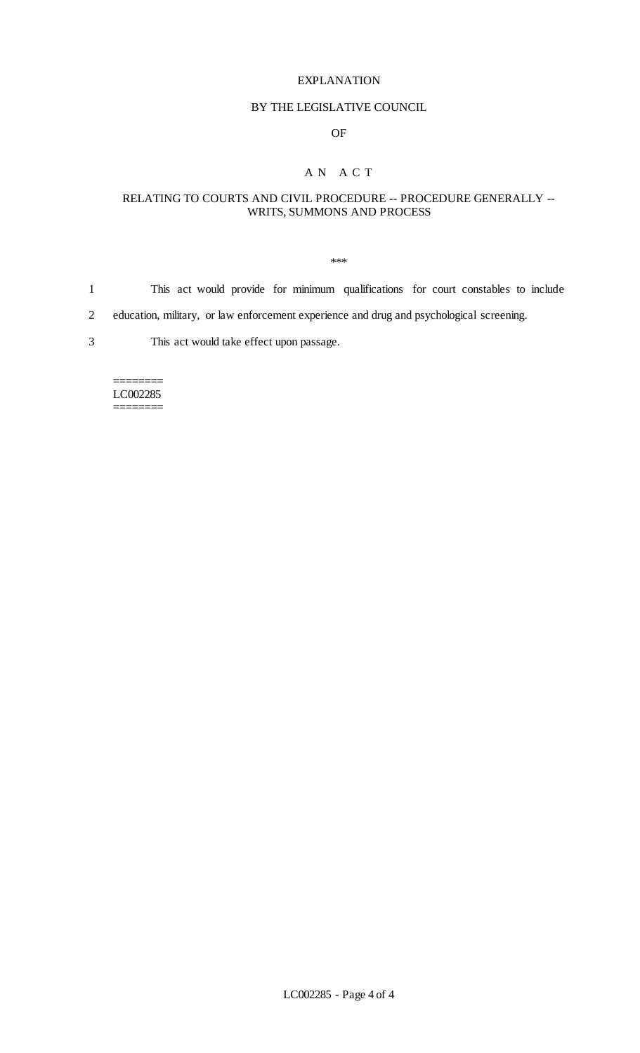EXPLANATION

BY THE LEGISLATIVE COUNCIL

OF

A N A C T

RELATING TO COURTS AND CIVIL PROCEDURE -- PROCEDURE GENERALLY -- WRITS, SUMMONS AND PROCESS

\*\*\*

1 This act would provide for minimum qualifications for court constables to include

2 education, military, or law enforcement experience and drug and psychological screening.

3 This act would take effect upon passage.

========
LC002285
========